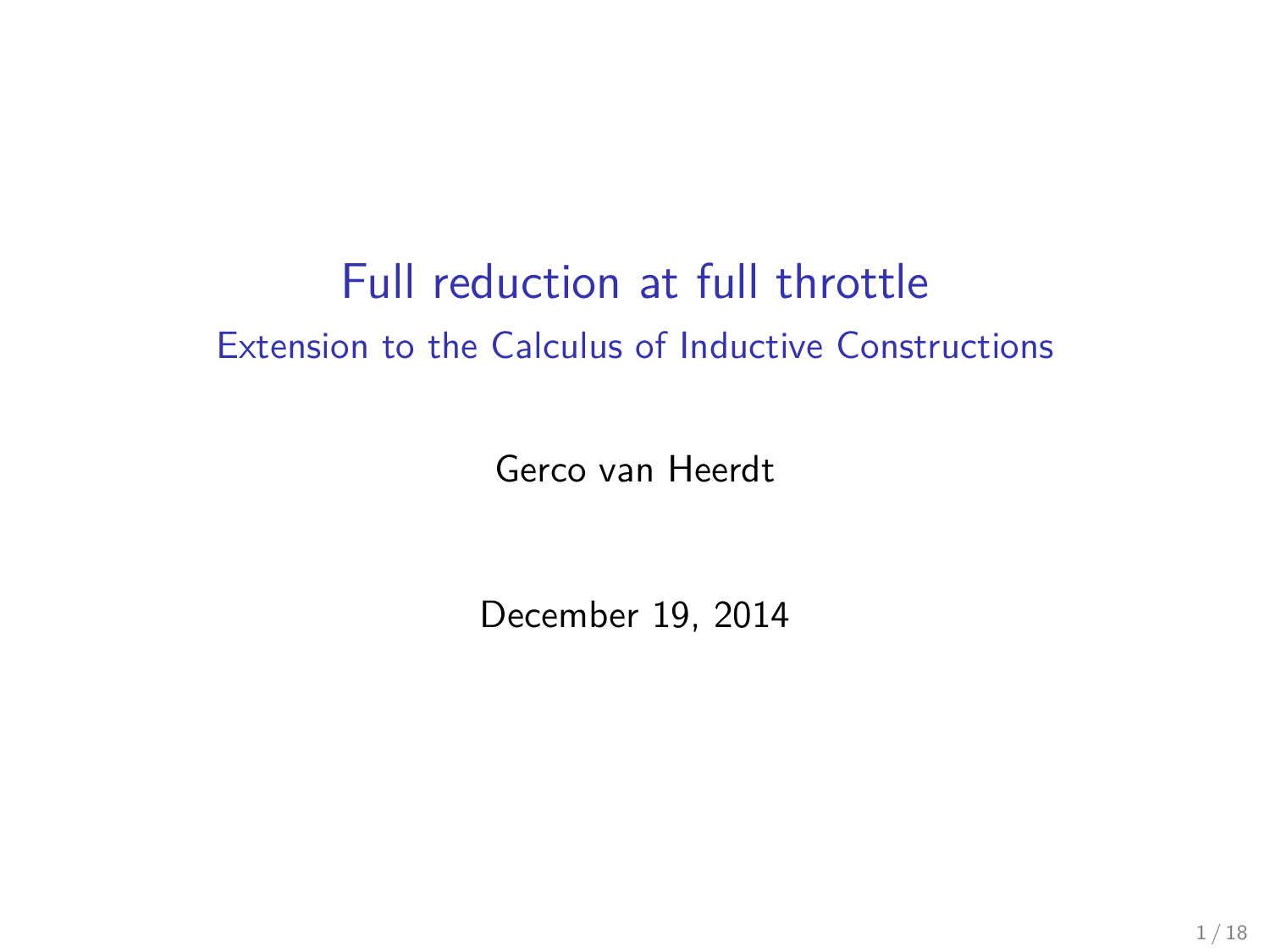# Full reduction at full throttle

## Extension to the Calculus of Inductive Constructions

Gerco van Heerdt

December 19, 2014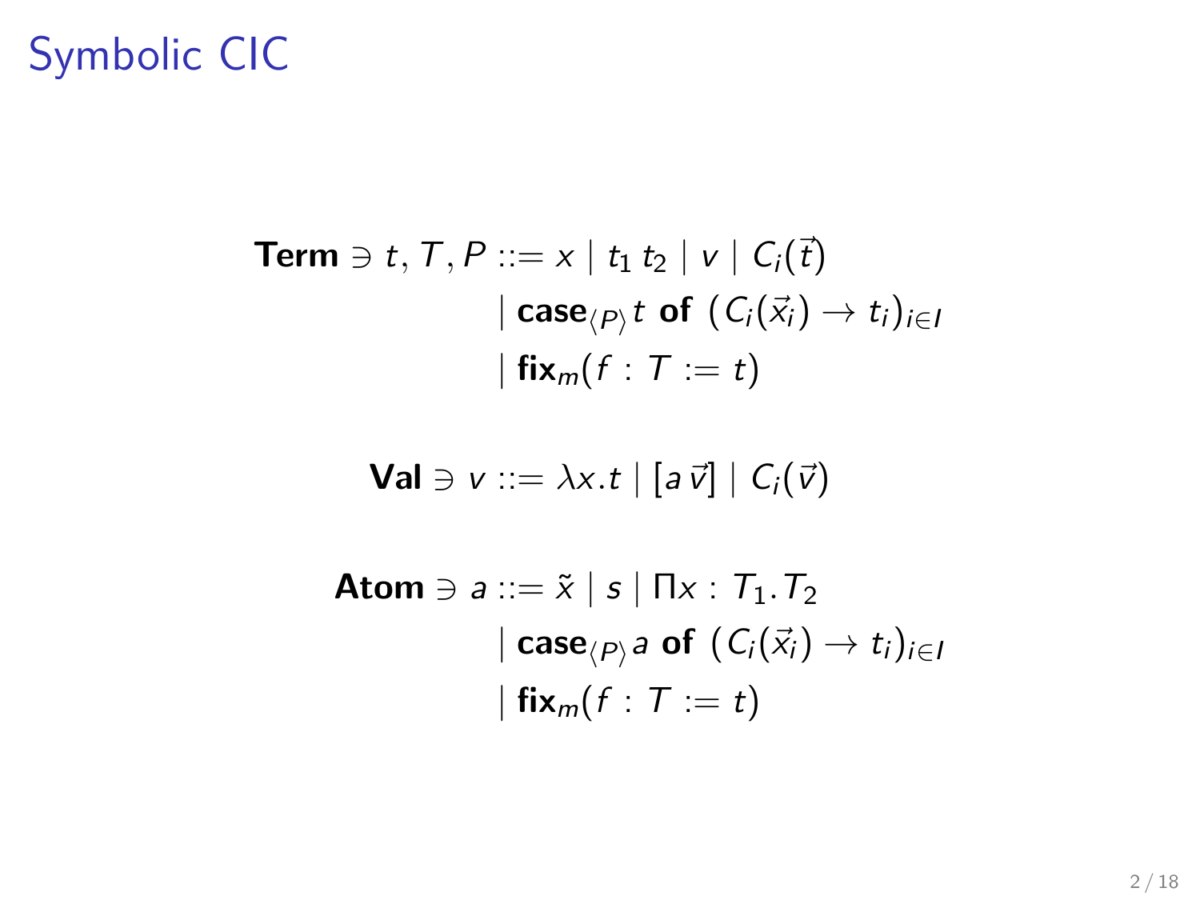# Symbolic CIC

$$
\begin{aligned}
\textbf{Term} \ni t, T, P ::= {} & x \mid t_1\, t_2 \mid v \mid C_i(\vec{t}) \\
& \mid \textbf{case}_{\langle P \rangle}\, t \textbf{ of } (C_i(\vec{x_i}) \to t_i)_{i \in I} \\
& \mid \textbf{fix}_m(f : T := t)
\end{aligned}
$$

$$
\textbf{Val} \ni v ::= \lambda x.t \mid [a\, \vec{v}] \mid C_i(\vec{v})
$$

$$
\begin{aligned}
\textbf{Atom} \ni a ::= {} & \tilde{x} \mid s \mid \Pi x : T_1.T_2 \\
& \mid \textbf{case}_{\langle P \rangle}\, a \textbf{ of } (C_i(\vec{x_i}) \to t_i)_{i \in I} \\
& \mid \textbf{fix}_m(f : T := t)
\end{aligned}
$$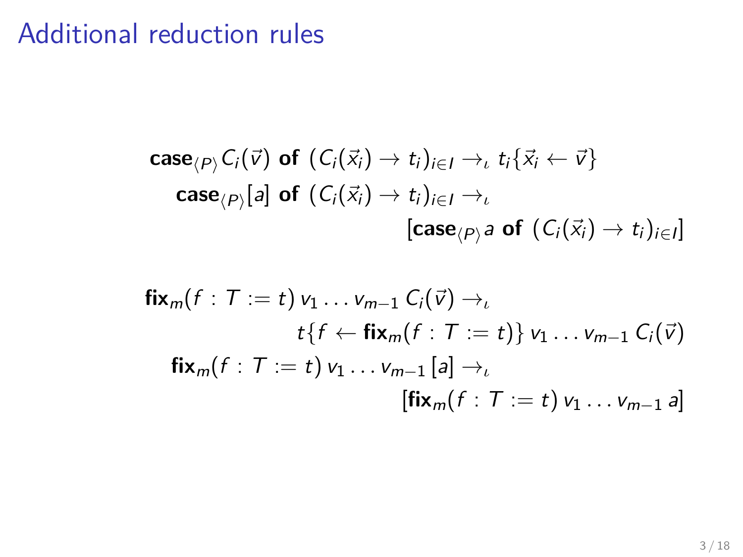# Additional reduction rules

$$
\begin{aligned}
\textbf{case}_{\langle P \rangle} C_i(\vec{v}) \textbf{ of } (C_i(\vec{x}_i) \to t_i)_{i \in I} &\to_\iota t_i\{\vec{x}_i \leftarrow \vec{v}\} \\
\textbf{case}_{\langle P \rangle}[a] \textbf{ of } (C_i(\vec{x}_i) \to t_i)_{i \in I} &\to_\iota \\
&[\textbf{case}_{\langle P \rangle} a \textbf{ of } (C_i(\vec{x}_i) \to t_i)_{i \in I}]
\end{aligned}
$$

$$
\begin{aligned}
\textbf{fix}_m(f : T := t)\, v_1 \ldots v_{m-1}\, C_i(\vec{v}) &\to_\iota \\
&t\{f \leftarrow \textbf{fix}_m(f : T := t)\}\, v_1 \ldots v_{m-1}\, C_i(\vec{v}) \\
\textbf{fix}_m(f : T := t)\, v_1 \ldots v_{m-1}\, [a] &\to_\iota \\
&[\textbf{fix}_m(f : T := t)\, v_1 \ldots v_{m-1}\, a]
\end{aligned}
$$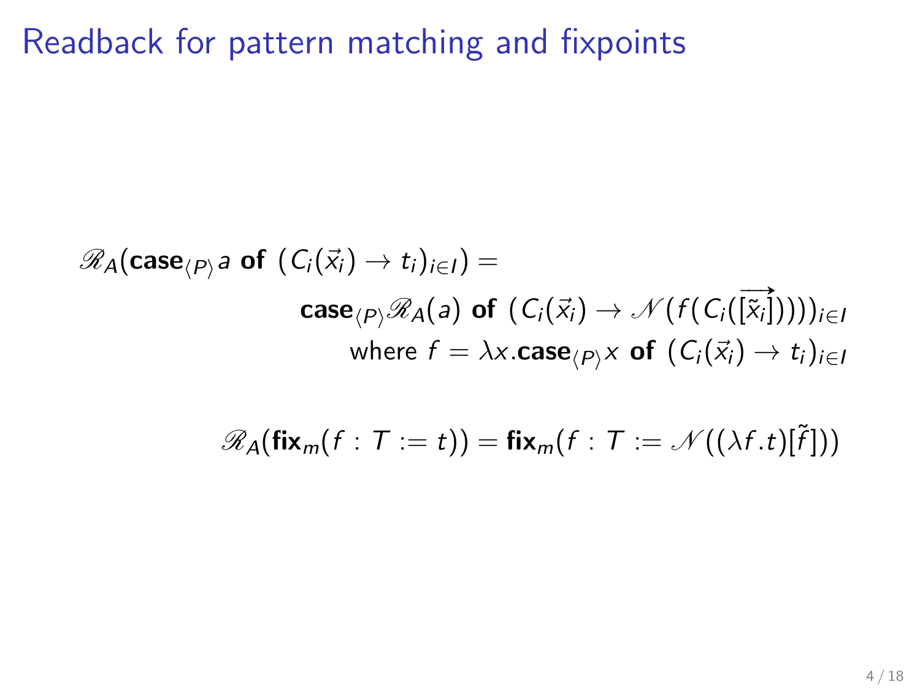# Readback for pattern matching and fixpoints

$$
\begin{aligned}
\mathscr{R}_A(\mathbf{case}_{\langle P \rangle} a \ \mathbf{of}\ (C_i(\vec{x}_i) \to t_i)_{i \in I}) = \\
&\mathbf{case}_{\langle P \rangle} \mathscr{R}_A(a) \ \mathbf{of}\ (C_i(\vec{x}_i) \to \mathscr{N}(f(C_i(\overrightarrow{[\tilde{x}_i]}))))_{i \in I} \\
&\text{where } f = \lambda x. \mathbf{case}_{\langle P \rangle} x \ \mathbf{of}\ (C_i(\vec{x}_i) \to t_i)_{i \in I}
\end{aligned}
$$

$$
\mathscr{R}_A(\mathbf{fix}_m(f : T := t)) = \mathbf{fix}_m(f : T := \mathscr{N}((\lambda f.t)[\tilde{f}]))
$$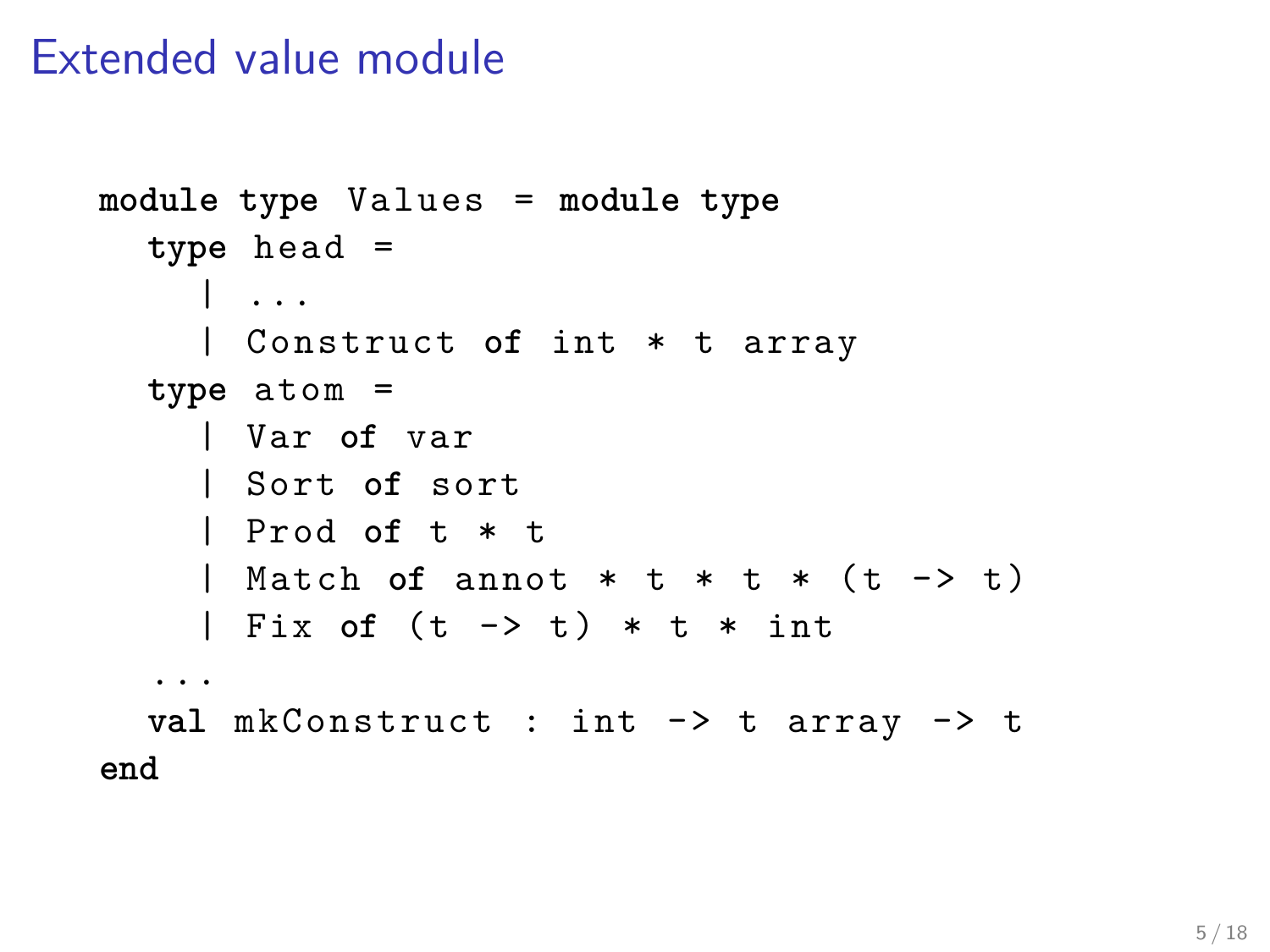# Extended value module

```
module type Values = module type
  type head =
    | ...
    | Construct of int * t array
  type atom =
    | Var of var
    | Sort of sort
    | Prod of t * t
    | Match of annot * t * t * (t -> t)
    | Fix of (t -> t) * t * int
  ...
  val mkConstruct : int -> t array -> t
end
```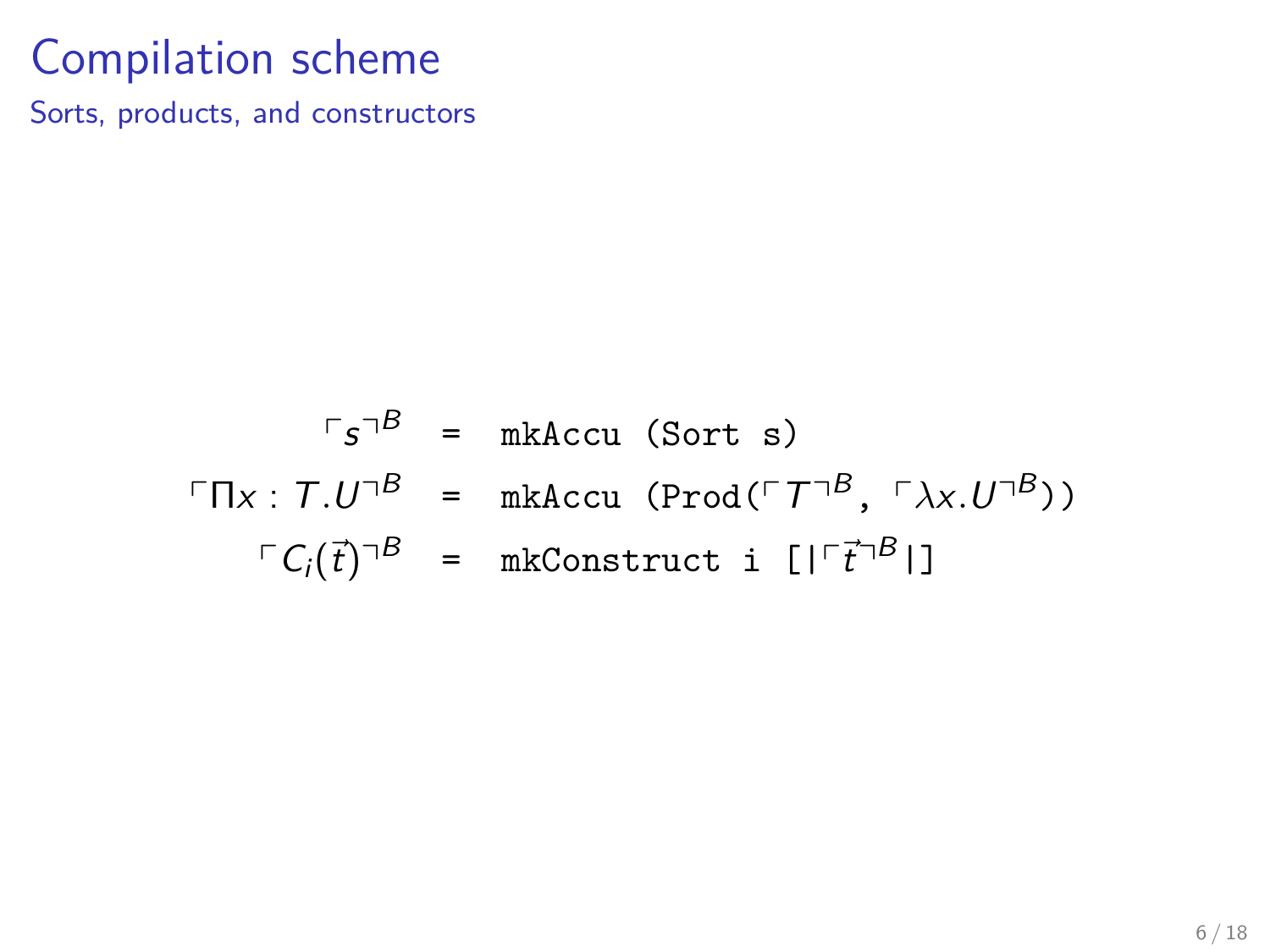# Compilation scheme

Sorts, products, and constructors

$$
\begin{array}{rcl}
\ulcorner s \urcorner^B & = & \texttt{mkAccu (Sort s)} \\
\ulcorner \Pi x : T.U \urcorner^B & = & \texttt{mkAccu (Prod(}\ulcorner T \urcorner^B\texttt{, } \ulcorner \lambda x.U \urcorner^B\texttt{))} \\
\ulcorner C_i(\vec{t}) \urcorner^B & = & \texttt{mkConstruct i [|}\ulcorner \vec{t} \urcorner^B\texttt{|]}
\end{array}
$$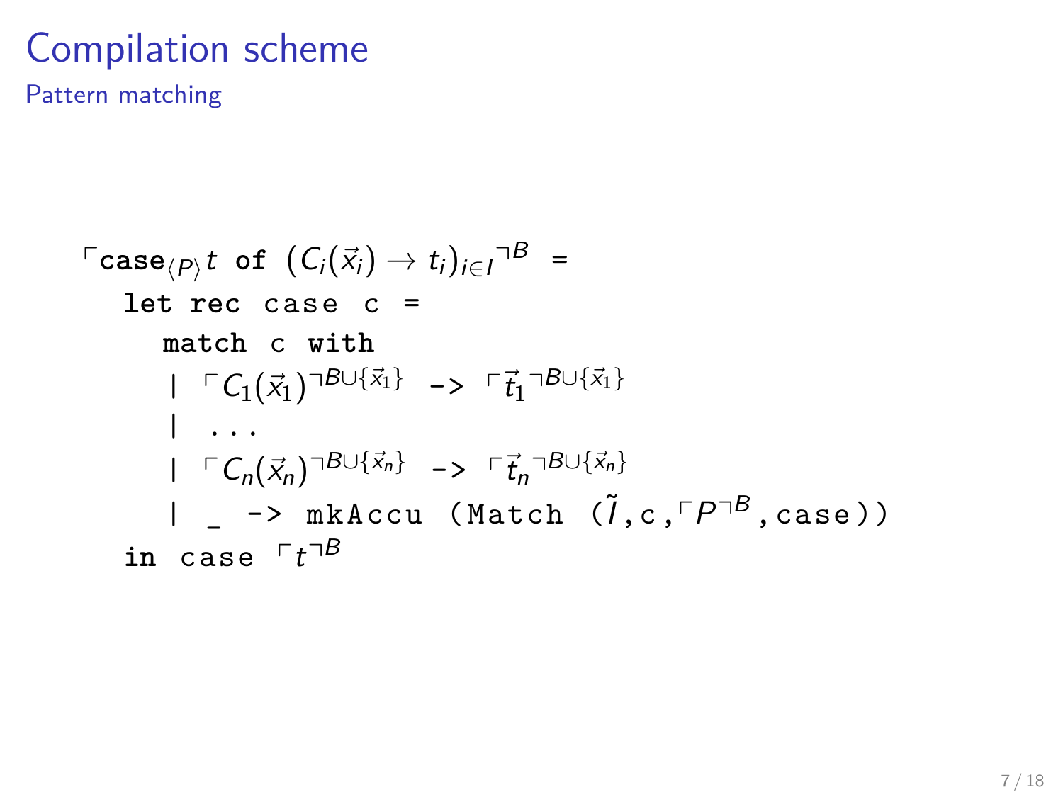# Compilation scheme

## Pattern matching

$$
\begin{array}{l}
\ulcorner \texttt{\textbf{case}}_{\langle P \rangle} t \ \texttt{\textbf{of}} \ (C_i(\vec{x}_i) \to t_i)_{i \in I} \urcorner^B \ \texttt{=} \\
\quad \texttt{\textbf{let rec} case c =} \\
\quad\quad \texttt{\textbf{match} c \textbf{with}} \\
\quad\quad \texttt{|} \ \ulcorner C_1(\vec{x}_1) \urcorner^{B \cup \{\vec{x}_1\}} \ \texttt{->} \ \ulcorner \vec{t}_1 \urcorner^{B \cup \{\vec{x}_1\}} \\
\quad\quad \texttt{| ...} \\
\quad\quad \texttt{|} \ \ulcorner C_n(\vec{x}_n) \urcorner^{B \cup \{\vec{x}_n\}} \ \texttt{->} \ \ulcorner \vec{t}_n \urcorner^{B \cup \{\vec{x}_n\}} \\
\quad\quad \texttt{| \_ -> mkAccu (Match (}\tilde{I}\texttt{,c,}\ulcorner P \urcorner^B\texttt{,case))} \\
\quad \texttt{\textbf{in} case} \ \ulcorner t \urcorner^B
\end{array}
$$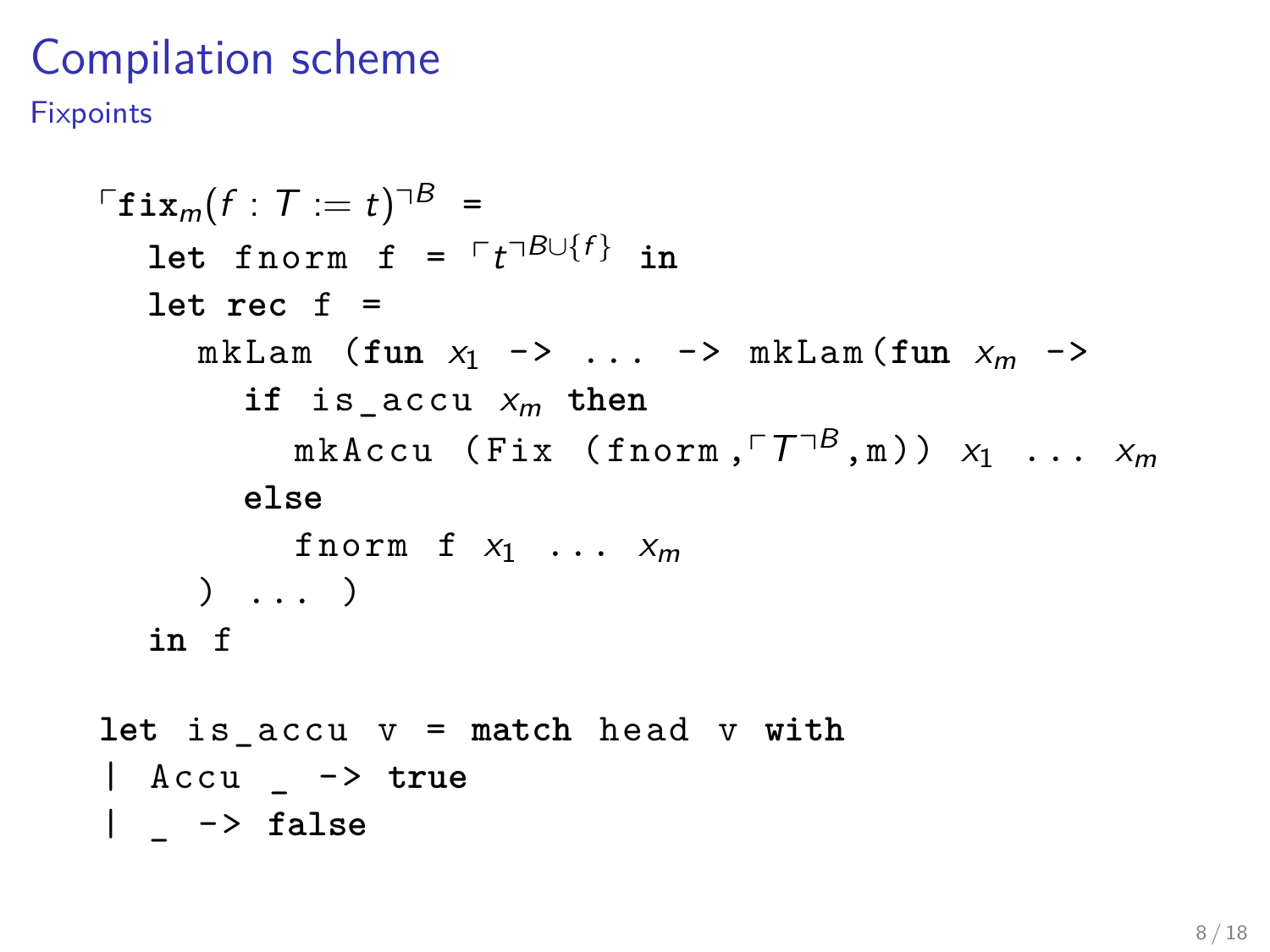# Compilation scheme

## Fixpoints

$$\ulcorner \mathbf{fix}_m(f : T := t) \urcorner^B =$$

```
let fnorm f = ⌜t⌝^{B∪{f}} in
let rec f =
  mkLam (fun x_1 -> ... -> mkLam(fun x_m ->
    if is_accu x_m then
      mkAccu (Fix (fnorm,⌜T⌝^B,m)) x_1 ... x_m
    else
      fnorm f x_1 ... x_m
  ) ... )
in f
```

```
let is_accu v = match head v with
| Accu _ -> true
| _ -> false
```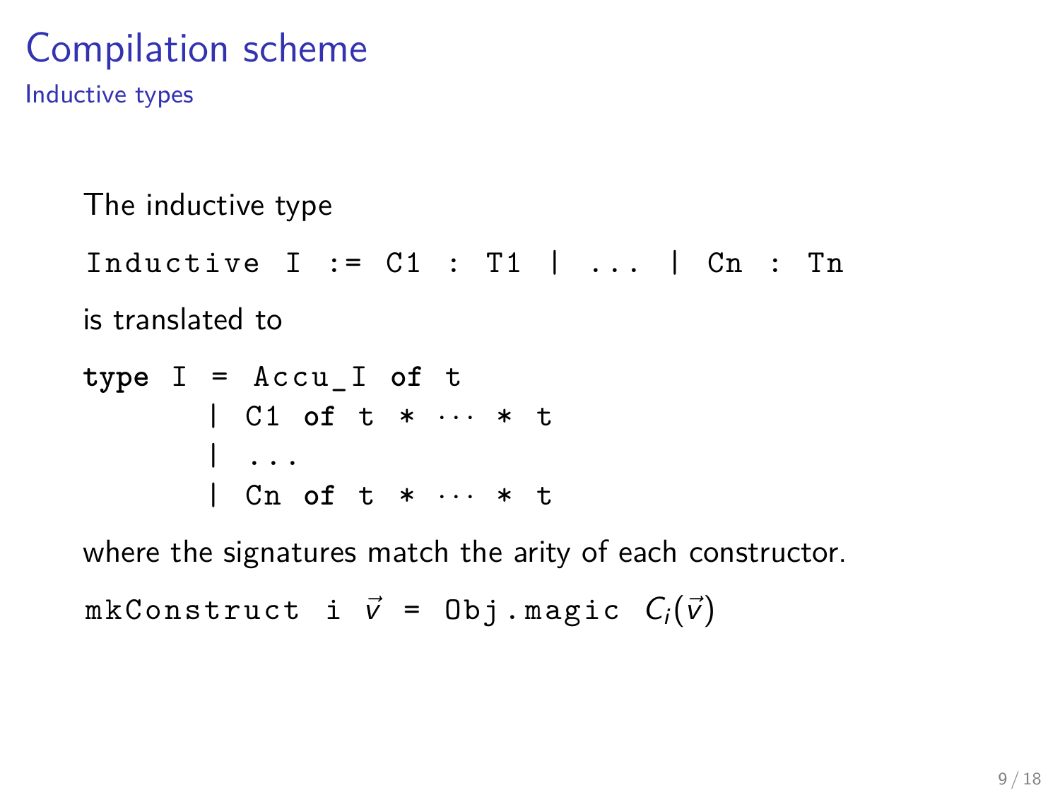# Compilation scheme

## Inductive types

The inductive type

```
Inductive I := C1 : T1 | ... | Cn : Tn
```

is translated to

```
type I = Accu_I of t
       | C1 of t * ··· * t
       | ...
       | Cn of t * ··· * t
```

where the signatures match the arity of each constructor.

mkConstruct i $\vec{v}$ = Obj.magic $C_i(\vec{v})$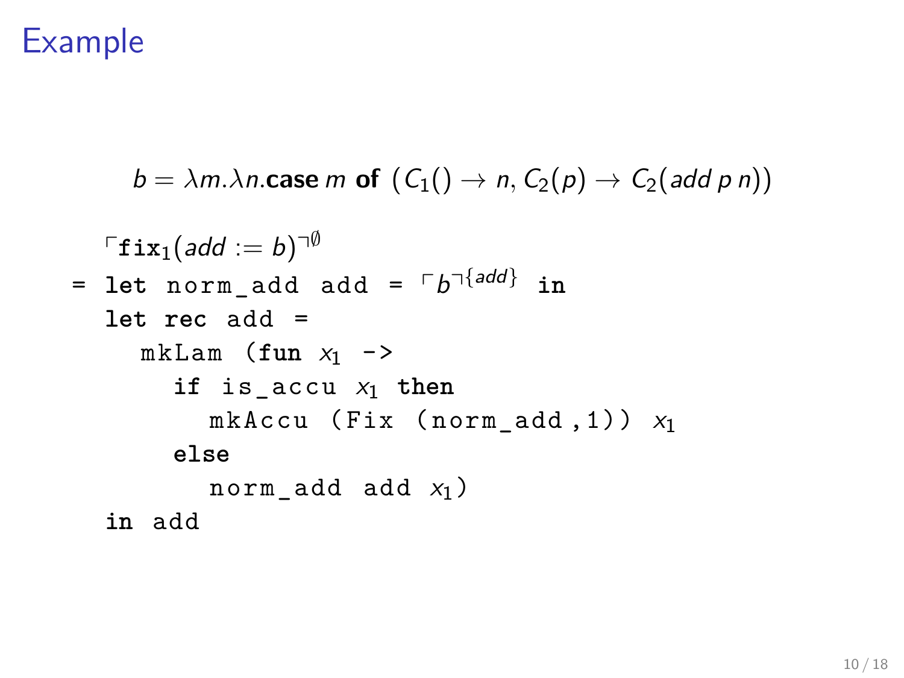# Example

$$b = \lambda m.\lambda n.\textbf{case}\, m\, \textbf{of}\, \left(C_1() \rightarrow n, C_2(p) \rightarrow C_2(add\, p\, n)\right)$$

$$\ulcorner \texttt{fix}_1(add := b) \urcorner^{\emptyset}$$

```
= let norm_add add = ⌜b⌝^{add} in
  let rec add =
    mkLam (fun x1 ->
      if is_accu x1 then
        mkAccu (Fix (norm_add,1)) x1
      else
        norm_add add x1)
  in add
```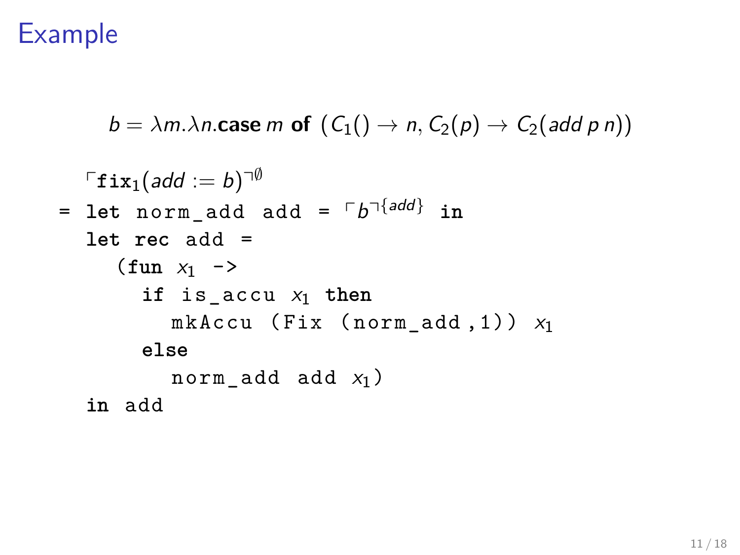# Example

$$b = \lambda m.\lambda n.\textbf{case}\ m\ \textbf{of}\ \left(C_1() \to n, C_2(p) \to C_2(add\ p\ n)\right)$$

$$\ulcorner \texttt{fix}_1(add := b) \urcorner^{\emptyset}$$

```
= let norm_add add = ⌜b⌝^{add} in
  let rec add =
    (fun x1 ->
      if is_accu x1 then
        mkAccu (Fix (norm_add,1)) x1
      else
        norm_add add x1)
  in add
```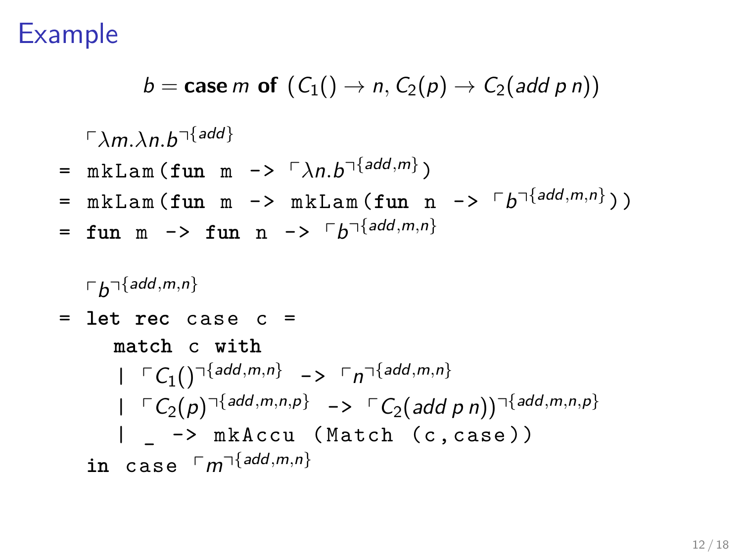# Example

$$b = \textbf{case}\ m\ \textbf{of}\ (C_1() \rightarrow n, C_2(p) \rightarrow C_2(add\ p\ n))$$

$\ulcorner \lambda m.\lambda n.b \urcorner^{\{add\}}$

= `mkLam(fun m ->` $\ulcorner \lambda n.b \urcorner^{\{add,m\}}$`)`

= `mkLam(fun m -> mkLam(fun n ->` $\ulcorner b \urcorner^{\{add,m,n\}}$`))`

= `fun m -> fun n ->` $\ulcorner b \urcorner^{\{add,m,n\}}$

$\ulcorner b \urcorner^{\{add,m,n\}}$

= `let rec case c =`
  `match c with`
  `|` $\ulcorner C_1() \urcorner^{\{add,m,n\}}$ `->` $\ulcorner n \urcorner^{\{add,m,n\}}$
  `|` $\ulcorner C_2(p) \urcorner^{\{add,m,n,p\}}$ `->` $\ulcorner C_2(add\ p\ n)) \urcorner^{\{add,m,n,p\}}$
  `| _ -> mkAccu (Match (c,case))`
`in case` $\ulcorner m \urcorner^{\{add,m,n\}}$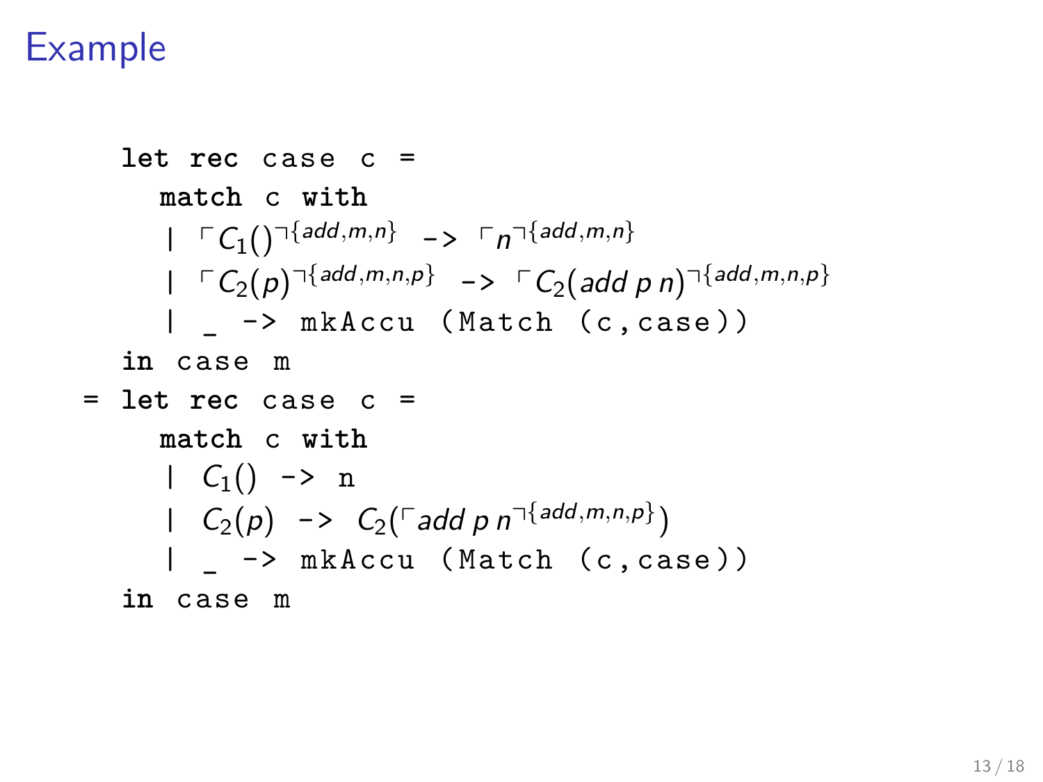# Example

$$
\begin{array}{l}
\quad \texttt{\textbf{let rec} case c =} \\
\quad\quad \texttt{\textbf{match} c \textbf{with}} \\
\quad\quad \texttt{|}\ \ulcorner C_1() \urcorner^{\{add,m,n\}}\ \texttt{->}\ \ulcorner n \urcorner^{\{add,m,n\}} \\
\quad\quad \texttt{|}\ \ulcorner C_2(p) \urcorner^{\{add,m,n,p\}}\ \texttt{->}\ \ulcorner C_2(add\ p\ n) \urcorner^{\{add,m,n,p\}} \\
\quad\quad \texttt{| \_ -> mkAccu (Match (c,case))} \\
\quad \texttt{\textbf{in} case m} \\
= \texttt{\textbf{let rec} case c =} \\
\quad\quad \texttt{\textbf{match} c \textbf{with}} \\
\quad\quad \texttt{|}\ C_1()\ \texttt{-> n} \\
\quad\quad \texttt{|}\ C_2(p)\ \texttt{->}\ C_2(\ulcorner add\ p\ n \urcorner^{\{add,m,n,p\}}) \\
\quad\quad \texttt{| \_ -> mkAccu (Match (c,case))} \\
\quad \texttt{\textbf{in} case m}
\end{array}
$$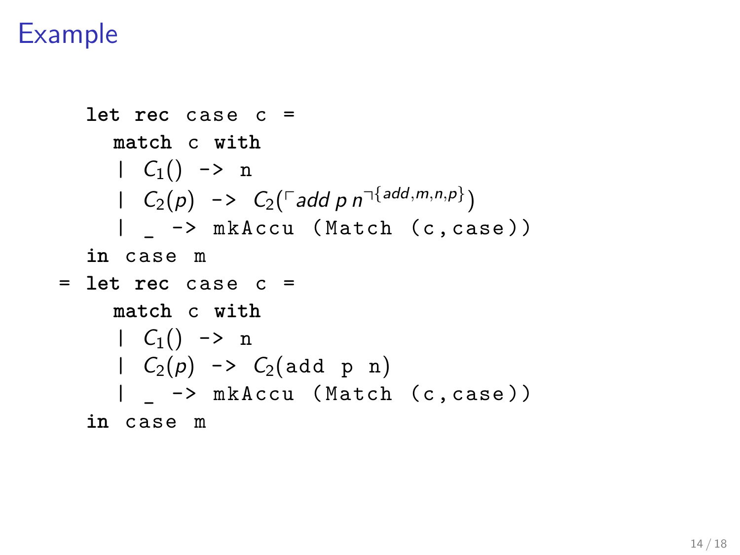# Example

```
let rec case c =
  match c with
  | C₁() -> n
  | C₂(p) -> C₂(⌜add p n⌝^{add,m,n,p})
  | _ -> mkAccu (Match (c,case))
in case m
= let rec case c =
  match c with
  | C₁() -> n
  | C₂(p) -> C₂(add p n)
  | _ -> mkAccu (Match (c,case))
in case m
```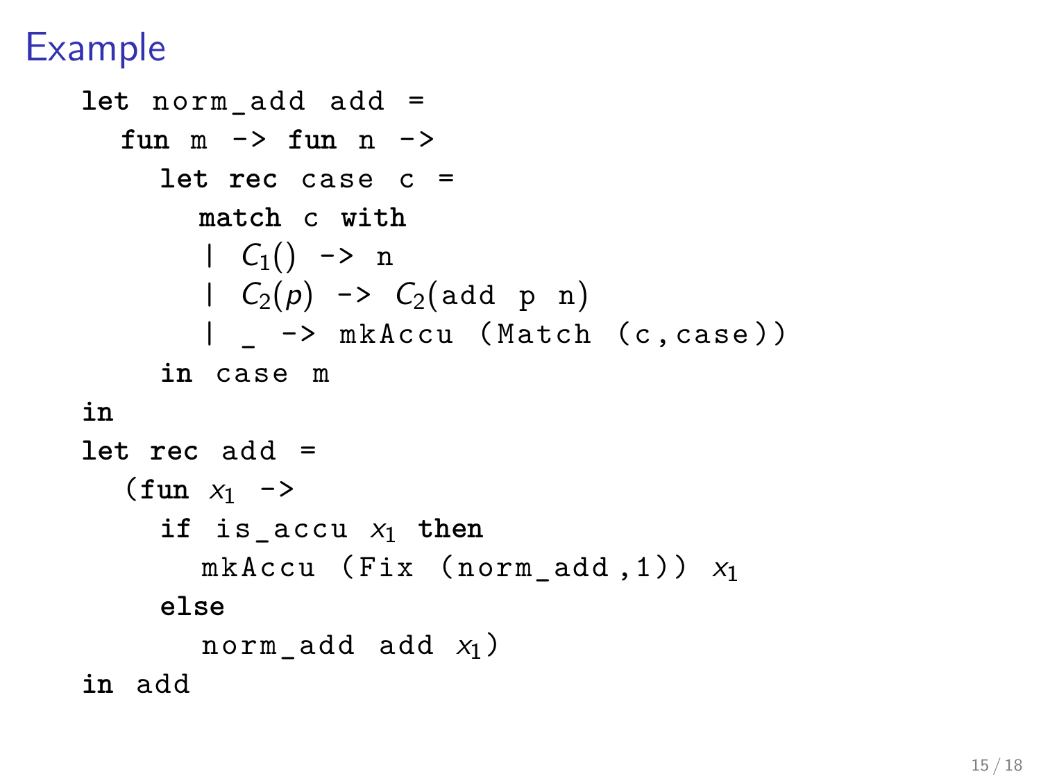# Example

```
let norm_add add =
  fun m -> fun n ->
    let rec case c =
      match c with
      | C1() -> n
      | C2(p) -> C2(add p n)
      | _ -> mkAccu (Match (c,case))
    in case m
in
let rec add =
  (fun x1 ->
    if is_accu x1 then
      mkAccu (Fix (norm_add,1)) x1
    else
      norm_add add x1)
in add
```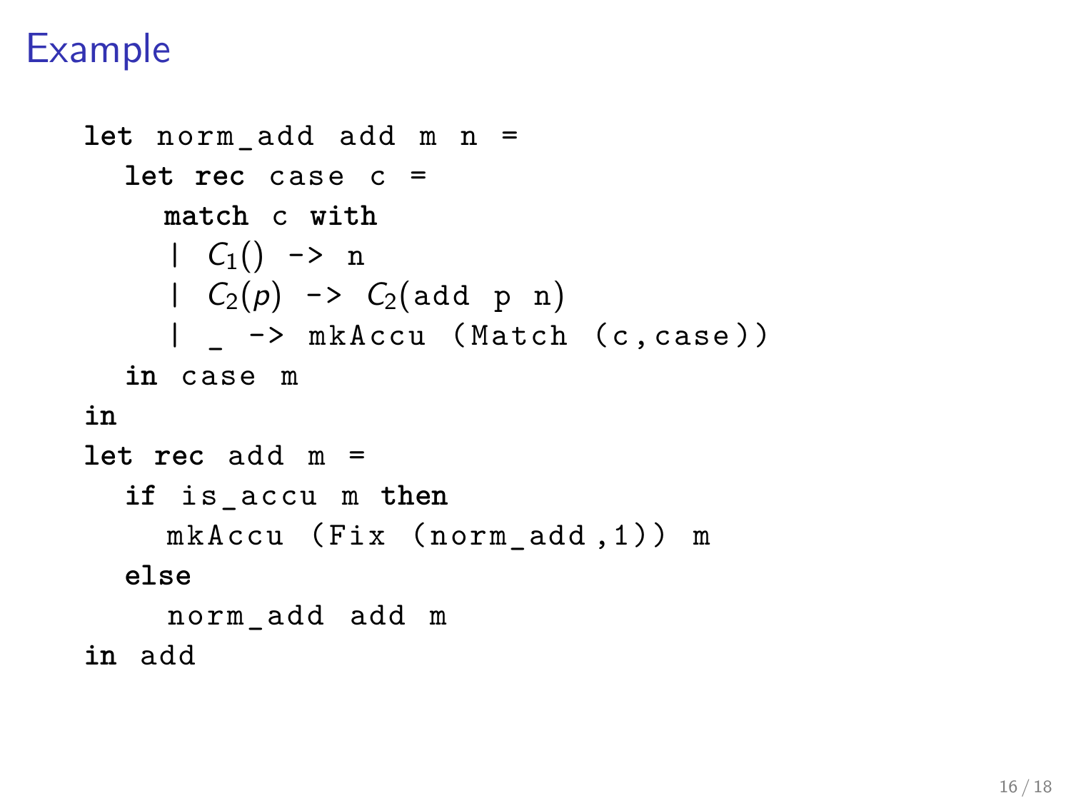# Example

```
let norm_add add m n =
  let rec case c =
    match c with
    | C1() -> n
    | C2(p) -> C2(add p n)
    | _ -> mkAccu (Match (c,case))
  in case m
in
let rec add m =
  if is_accu m then
    mkAccu (Fix (norm_add,1)) m
  else
    norm_add add m
in add
```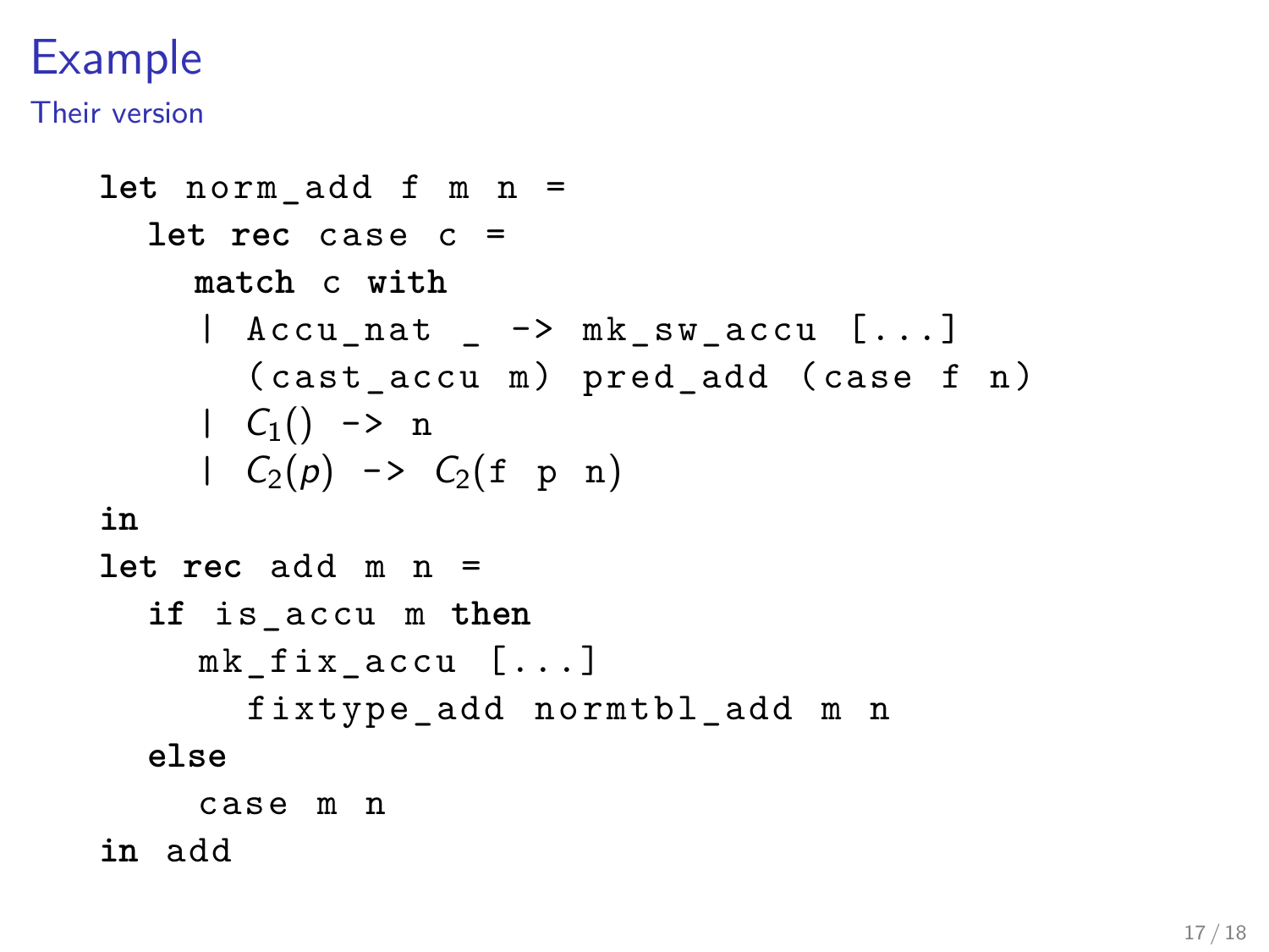# Example

Their version

```
let norm_add f m n =
  let rec case c =
    match c with
    | Accu_nat _ -> mk_sw_accu [...]
      (cast_accu m) pred_add (case f n)
    | C1() -> n
    | C2(p) -> C2(f p n)
in
let rec add m n =
  if is_accu m then
    mk_fix_accu [...]
      fixtype_add normtbl_add m n
  else
    case m n
in add
```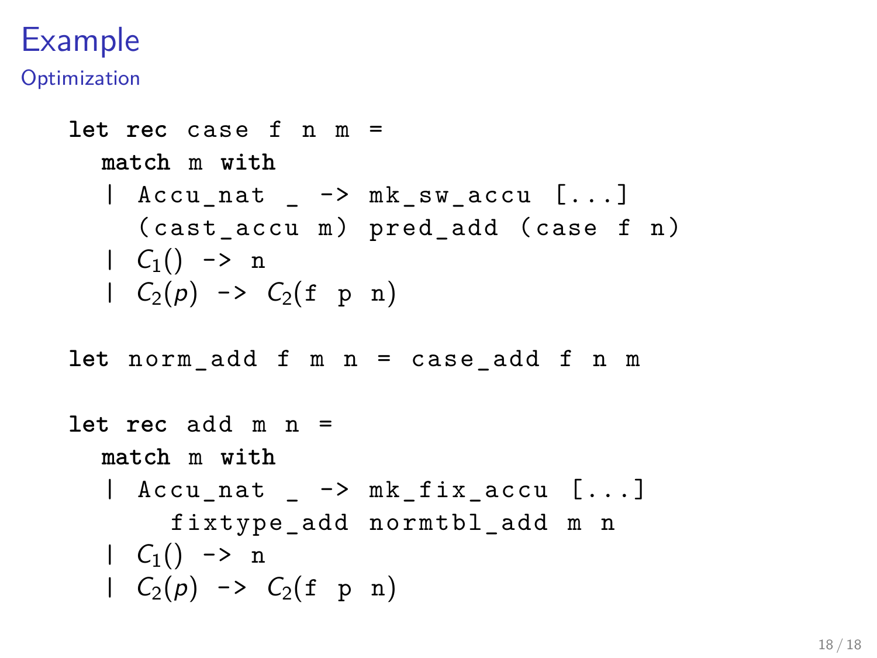# Example

## Optimization

```
let rec case f n m =
  match m with
  | Accu_nat _ -> mk_sw_accu [...]
    (cast_accu m) pred_add (case f n)
  | C1() -> n
  | C2(p) -> C2(f p n)

let norm_add f m n = case_add f n m

let rec add m n =
  match m with
  | Accu_nat _ -> mk_fix_accu [...]
      fixtype_add normtbl_add m n
  | C1() -> n
  | C2(p) -> C2(f p n)
```